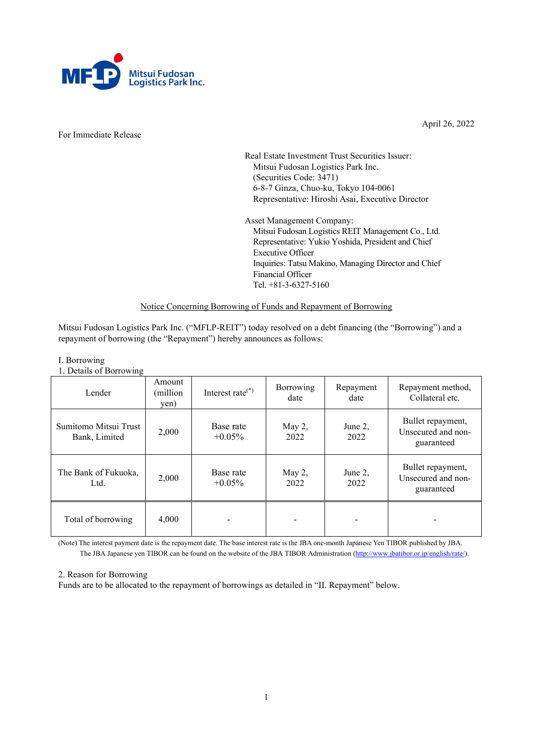For Immediate Release

April 26, 2022

Real Estate Investment Trust Securities Issuer:
Mitsui Fudosan Logistics Park Inc.
(Securities Code: 3471)
6-8-7 Ginza, Chuo-ku, Tokyo 104-0061
Representative: Hiroshi Asai, Executive Director

Asset Management Company:
Mitsui Fudosan Logistics REIT Management Co., Ltd.
Representative: Yukio Yoshida, President and Chief Executive Officer
Inquiries: Tatsu Makino, Managing Director and Chief Financial Officer
Tel. +81-3-6327-5160

## Notice Concerning Borrowing of Funds and Repayment of Borrowing

Mitsui Fudosan Logistics Park Inc. ("MFLP-REIT") today resolved on a debt financing (the "Borrowing") and a repayment of borrowing (the "Repayment") hereby announces as follows:

I. Borrowing

1. Details of Borrowing

| Lender | Amount (million yen) | Interest rate(*) | Borrowing date | Repayment date | Repayment method, Collateral etc. |
|---|---|---|---|---|---|
| Sumitomo Mitsui Trust Bank, Limited | 2,000 | Base rate +0.05% | May 2, 2022 | June 2, 2022 | Bullet repayment, Unsecured and non-guaranteed |
| The Bank of Fukuoka, Ltd. | 2,000 | Base rate +0.05% | May 2, 2022 | June 2, 2022 | Bullet repayment, Unsecured and non-guaranteed |
| Total of borrowing | 4,000 | - | - | - | - |

(Note) The interest payment date is the repayment date. The base interest rate is the JBA one-month Japanese Yen TIBOR published by JBA. The JBA Japanese yen TIBOR can be found on the website of the JBA TIBOR Administration (http://www.jbatibor.or.jp/english/rate/).

2. Reason for Borrowing

Funds are to be allocated to the repayment of borrowings as detailed in "II. Repayment" below.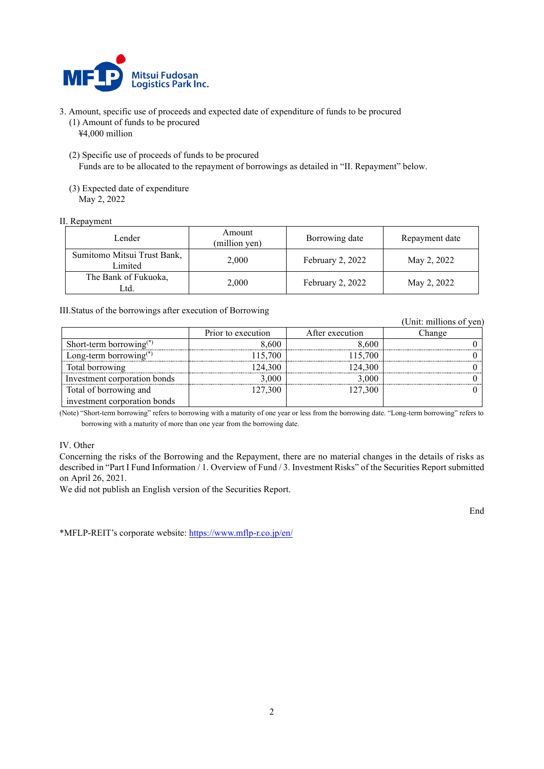3. Amount, specific use of proceeds and expected date of expenditure of funds to be procured

(1) Amount of funds to be procured

¥4,000 million

(2) Specific use of proceeds of funds to be procured

Funds are to be allocated to the repayment of borrowings as detailed in “II. Repayment” below.

(3) Expected date of expenditure

May 2, 2022

II. Repayment

| Lender | Amount (million yen) | Borrowing date | Repayment date |
|---|---|---|---|
| Sumitomo Mitsui Trust Bank, Limited | 2,000 | February 2, 2022 | May 2, 2022 |
| The Bank of Fukuoka, Ltd. | 2,000 | February 2, 2022 | May 2, 2022 |

III.Status of the borrowings after execution of Borrowing

(Unit: millions of yen)

| | Prior to execution | After execution | Change |
|---|---|---|---|
| Short-term borrowing(*) | 8,600 | 8,600 | 0 |
| Long-term borrowing(*) | 115,700 | 115,700 | 0 |
| Total borrowing | 124,300 | 124,300 | 0 |
| Investment corporation bonds | 3,000 | 3,000 | 0 |
| Total of borrowing and investment corporation bonds | 127,300 | 127,300 | 0 |

(Note) “Short-term borrowing” refers to borrowing with a maturity of one year or less from the borrowing date. “Long-term borrowing” refers to borrowing with a maturity of more than one year from the borrowing date.

IV. Other

Concerning the risks of the Borrowing and the Repayment, there are no material changes in the details of risks as described in “Part I Fund Information / 1. Overview of Fund / 3. Investment Risks” of the Securities Report submitted on April 26, 2021.

We did not publish an English version of the Securities Report.

End

*MFLP-REIT’s corporate website: https://www.mflp-r.co.jp/en/